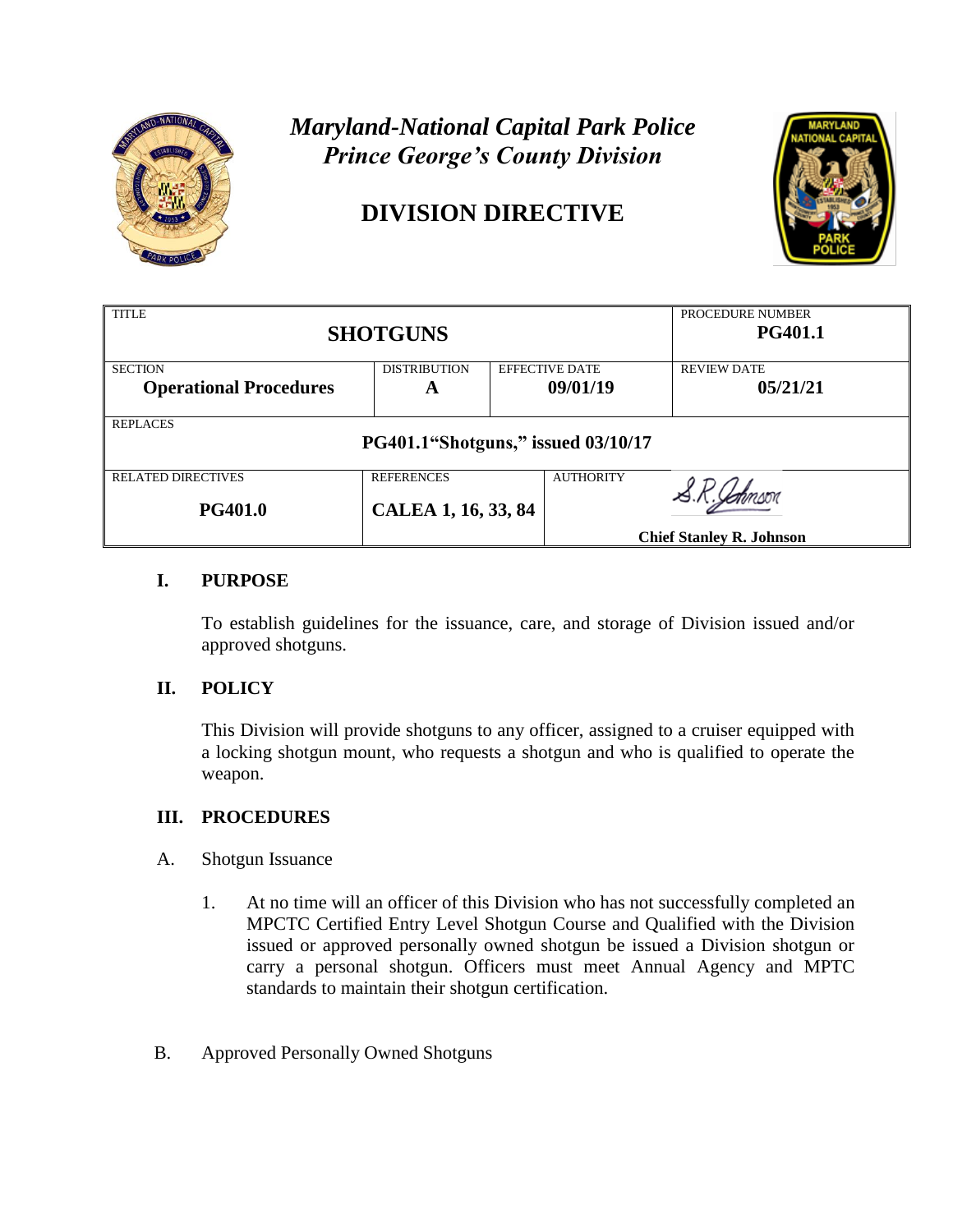*Maryland-National Capital Park Police*
*Prince George's County Division*

# DIVISION DIRECTIVE

| TITLE | | | PROCEDURE NUMBER |
|---|---|---|---|
| **SHOTGUNS** | | | **PG401.1** |
| SECTION **Operational Procedures** | DISTRIBUTION **A** | EFFECTIVE DATE **09/01/19** | REVIEW DATE **05/21/21** |
| REPLACES **PG401.1"Shotguns," issued 03/10/17** | | | |
| RELATED DIRECTIVES **PG401.0** | REFERENCES **CALEA 1, 16, 33, 84** | AUTHORITY S.R. Johnson **Chief Stanley R. Johnson** | |

## I. PURPOSE

To establish guidelines for the issuance, care, and storage of Division issued and/or approved shotguns.

## II. POLICY

This Division will provide shotguns to any officer, assigned to a cruiser equipped with a locking shotgun mount, who requests a shotgun and who is qualified to operate the weapon.

## III. PROCEDURES

A. Shotgun Issuance

1. At no time will an officer of this Division who has not successfully completed an MPCTC Certified Entry Level Shotgun Course and Qualified with the Division issued or approved personally owned shotgun be issued a Division shotgun or carry a personal shotgun. Officers must meet Annual Agency and MPTC standards to maintain their shotgun certification.

B. Approved Personally Owned Shotguns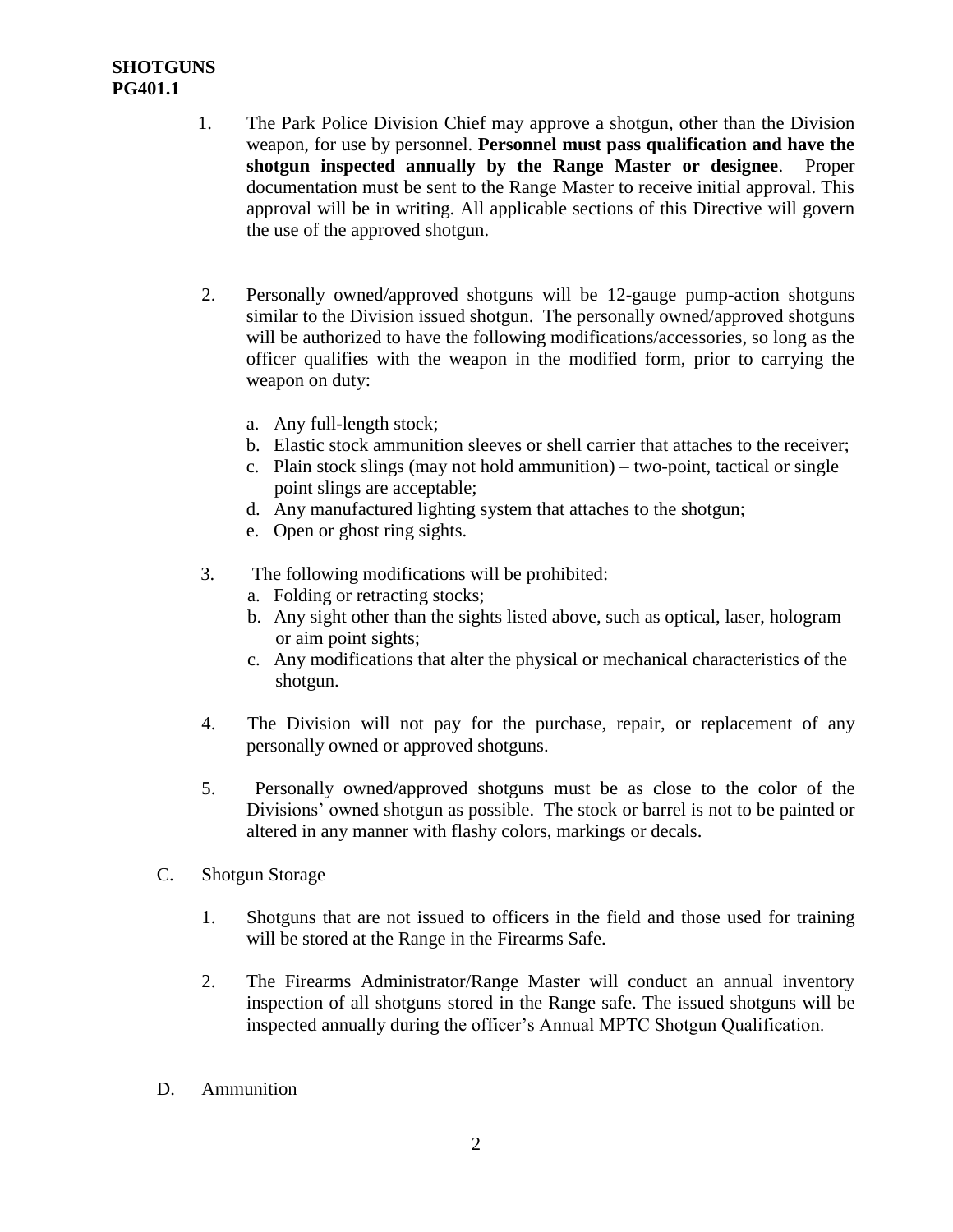**SHOTGUNS**
**PG401.1**

1. The Park Police Division Chief may approve a shotgun, other than the Division weapon, for use by personnel. **Personnel must pass qualification and have the shotgun inspected annually by the Range Master or designee**. Proper documentation must be sent to the Range Master to receive initial approval. This approval will be in writing. All applicable sections of this Directive will govern the use of the approved shotgun.

2. Personally owned/approved shotguns will be 12-gauge pump-action shotguns similar to the Division issued shotgun. The personally owned/approved shotguns will be authorized to have the following modifications/accessories, so long as the officer qualifies with the weapon in the modified form, prior to carrying the weapon on duty:

   a. Any full-length stock;
   b. Elastic stock ammunition sleeves or shell carrier that attaches to the receiver;
   c. Plain stock slings (may not hold ammunition) – two-point, tactical or single point slings are acceptable;
   d. Any manufactured lighting system that attaches to the shotgun;
   e. Open or ghost ring sights.

3. The following modifications will be prohibited:
   a. Folding or retracting stocks;
   b. Any sight other than the sights listed above, such as optical, laser, hologram or aim point sights;
   c. Any modifications that alter the physical or mechanical characteristics of the shotgun.

4. The Division will not pay for the purchase, repair, or replacement of any personally owned or approved shotguns.

5. Personally owned/approved shotguns must be as close to the color of the Divisions' owned shotgun as possible. The stock or barrel is not to be painted or altered in any manner with flashy colors, markings or decals.

C. Shotgun Storage

1. Shotguns that are not issued to officers in the field and those used for training will be stored at the Range in the Firearms Safe.

2. The Firearms Administrator/Range Master will conduct an annual inventory inspection of all shotguns stored in the Range safe. The issued shotguns will be inspected annually during the officer's Annual MPTC Shotgun Qualification.

D. Ammunition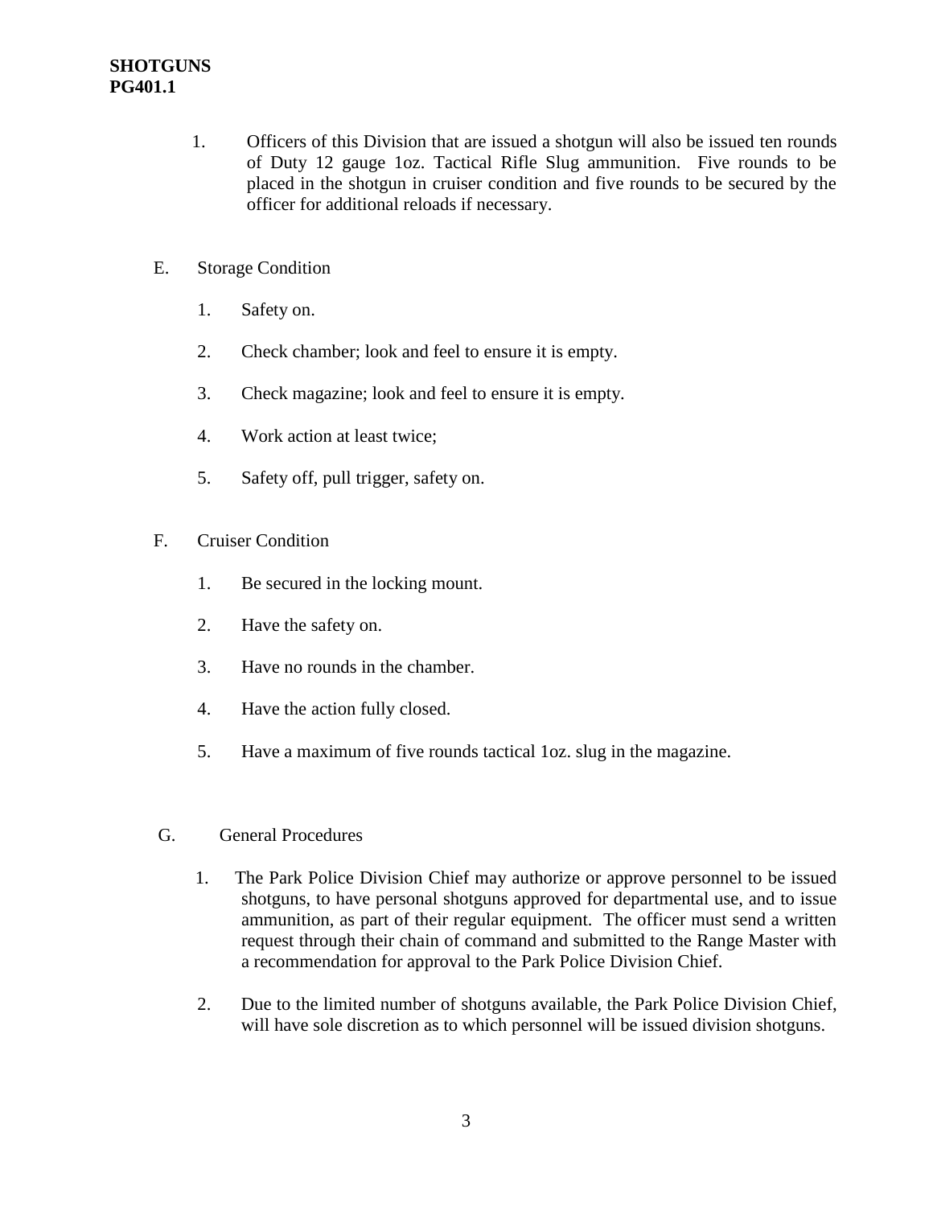1. Officers of this Division that are issued a shotgun will also be issued ten rounds of Duty 12 gauge 1oz. Tactical Rifle Slug ammunition. Five rounds to be placed in the shotgun in cruiser condition and five rounds to be secured by the officer for additional reloads if necessary.

E. Storage Condition

1. Safety on.
2. Check chamber; look and feel to ensure it is empty.
3. Check magazine; look and feel to ensure it is empty.
4. Work action at least twice;
5. Safety off, pull trigger, safety on.

F. Cruiser Condition

1. Be secured in the locking mount.
2. Have the safety on.
3. Have no rounds in the chamber.
4. Have the action fully closed.
5. Have a maximum of five rounds tactical 1oz. slug in the magazine.

G. General Procedures

1. The Park Police Division Chief may authorize or approve personnel to be issued shotguns, to have personal shotguns approved for departmental use, and to issue ammunition, as part of their regular equipment. The officer must send a written request through their chain of command and submitted to the Range Master with a recommendation for approval to the Park Police Division Chief.
2. Due to the limited number of shotguns available, the Park Police Division Chief, will have sole discretion as to which personnel will be issued division shotguns.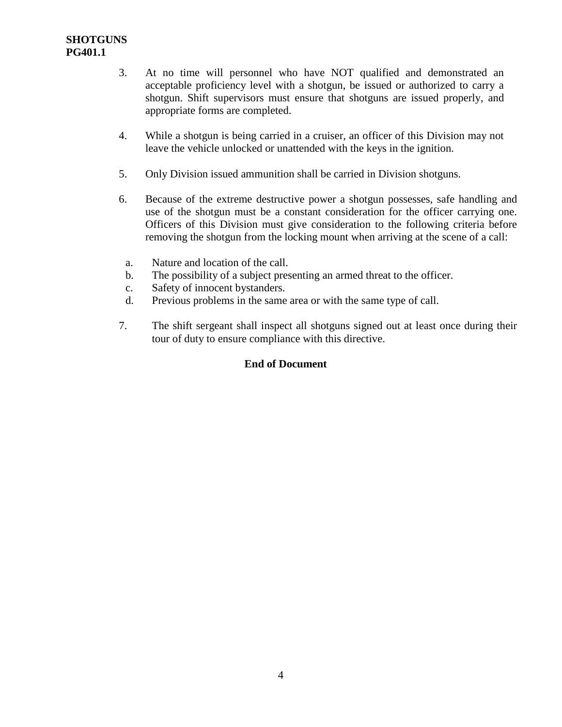3. At no time will personnel who have NOT qualified and demonstrated an acceptable proficiency level with a shotgun, be issued or authorized to carry a shotgun. Shift supervisors must ensure that shotguns are issued properly, and appropriate forms are completed.

4. While a shotgun is being carried in a cruiser, an officer of this Division may not leave the vehicle unlocked or unattended with the keys in the ignition.

5. Only Division issued ammunition shall be carried in Division shotguns.

6. Because of the extreme destructive power a shotgun possesses, safe handling and use of the shotgun must be a constant consideration for the officer carrying one. Officers of this Division must give consideration to the following criteria before removing the shotgun from the locking mount when arriving at the scene of a call:

   a. Nature and location of the call.
   b. The possibility of a subject presenting an armed threat to the officer.
   c. Safety of innocent bystanders.
   d. Previous problems in the same area or with the same type of call.

7. The shift sergeant shall inspect all shotguns signed out at least once during their tour of duty to ensure compliance with this directive.

**End of Document**